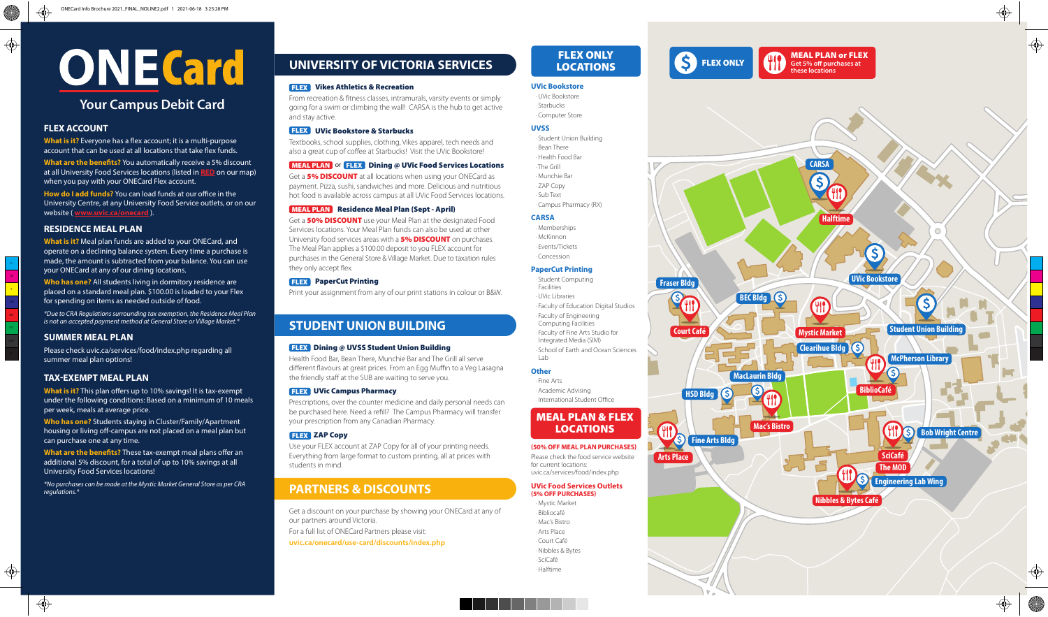# ONECard

## Your Campus Debit Card

### FLEX ACCOUNT

**What is it?** Everyone has a flex account; it is a multi-purpose account that can be used at all locations that take flex funds.

**What are the benefits?** You automatically receive a 5% discount at all University Food Services locations (listed in RED on our map) when you pay with your ONECard Flex account.

**How do I add funds?** You can load funds at our office in the University Centre, at any University Food Service outlets, or on our website ( www.uvic.ca/onecard ).

### RESIDENCE MEAL PLAN

**What is it?** Meal plan funds are added to your ONECard, and operate on a declining balance system. Every time a purchase is made, the amount is subtracted from your balance. You can use your ONECard at any of our dining locations.

**Who has one?** All students living in dormitory residence are placed on a standard meal plan. $100.00 is loaded to your Flex for spending on items as needed outside of food.

*\*Due to CRA Regulations surrounding tax exemption, the Residence Meal Plan is not an accepted payment method at General Store or Village Market.\**

### SUMMER MEAL PLAN

Please check uvic.ca/services/food/index.php regarding all summer meal plan options!

### TAX-EXEMPT MEAL PLAN

**What is it?** This plan offers up to 10% savings! It is tax-exempt under the following conditions: Based on a minimum of 10 meals per week, meals at average price.

**Who has one?** Students staying in Cluster/Family/Apartment housing or living off-campus are not placed on a meal plan but can purchase one at any time.

**What are the benefits?** These tax-exempt meal plans offer an additional 5% discount, for a total of up to 10% savings at all University Food Services locations!

*\*No purchases can be made at the Mystic Market General Store as per CRA regulations.\**

## UNIVERSITY OF VICTORIA SERVICES

**FLEX Vikes Athletics & Recreation**

From recreation & fitness classes, intramurals, varsity events or simply going for a swim or climbing the wall! CARSA is the hub to get active and stay active.

**FLEX UVic Bookstore & Starbucks**

Textbooks, school supplies, clothing, Vikes apparel, tech needs and also a great cup of coffee at Starbucks! Visit the UVic Bookstore!

**MEAL PLAN or FLEX Dining @ UVic Food Services Locations**

Get a **5% DISCOUNT** at all locations when using your ONECard as payment. Pizza, sushi, sandwiches and more. Delicious and nutritious hot food is available across campus at all UVic Food Services locations.

**MEAL PLAN Residence Meal Plan (Sept - April)**

Get a **50% DISCOUNT** use your Meal Plan at the designated Food Services locations. Your Meal Plan funds can also be used at other University food services areas with a **5% DISCOUNT** on purchases. The Meal Plan applies a $100.00 deposit to you FLEX account for purchases in the General Store & Village Market. Due to taxation rules they only accept flex.

**FLEX PaperCut Printing**

Print your assignment from any of our print stations in colour or B&W.

## STUDENT UNION BUILDING

**FLEX Dining @ UVSS Student Union Building**

Health Food Bar, Bean There, Munchie Bar and The Grill all serve different flavours at great prices. From an Egg Muffin to a Veg Lasagna the friendly staff at the SUB are waiting to serve you.

**FLEX UVic Campus Pharmacy**

Prescriptions, over the counter medicine and daily personal needs can be purchased here. Need a refill? The Campus Pharmacy will transfer your prescription from any Canadian Pharmacy.

**FLEX ZAP Copy**

Use your FLEX account at ZAP Copy for all of your printing needs. Everything from large format to custom printing, all at prices with students in mind.

## PARTNERS & DISCOUNTS

Get a discount on your purchase by showing your ONECard at any of our partners around Victoria.

For a full list of ONECard Partners please visit: uvic.ca/onecard/use-card/discounts/index.php

## FLEX ONLY LOCATIONS

**UVic Bookstore**
- UVic Bookstore
- Starbucks
- Computer Store

**UVSS**
- Student Union Building
- Bean There
- Health Food Bar
- The Grill
- Munchie Bar
- ZAP Copy
- Sub Text
- Campus Pharmacy (RX)

**CARSA**
- Memberships
- McKinnon
- Events/Tickets
- Concession

**PaperCut Printing**
- Student Computing Facilities
- UVic Libraries
- Faculty of Education Digital Studios
- Faculty of Engineering Computing Facilities
- Faculty of Fine Arts Studio for Integrated Media (SIM)
- School of Earth and Ocean Sciences Lab

**Other**
- Fine Arts
- Academic Advising
- International Student Office

## MEAL PLAN & FLEX LOCATIONS

**(50% OFF MEAL PLAN PURCHASES)**

Please check the food service website for current locations: uvic.ca/services/food/index.php

**UVic Food Services Outlets (5% OFF PURCHASES)**
- Mystic Market
- Bibliocafé
- Mac's Bistro
- Arts Place
- Court Café
- Nibbles & Bytes
- SciCafé
- Halftime

FLEX ONLY | MEAL PLAN or FLEX — Get 5% off purchases at these locations

CARSA · Halftime · UVic Bookstore · Fraser Bldg · BEC Bldg · Court Café · Mystic Market · Student Union Building · Clearihue Bldg · McPherson Library · MacLaurin Bldg · HSD Bldg · BiblioCafé · Mac's Bistro · Fine Arts Bldg · Arts Place · Bob Wright Centre · SciCafé · The MOD · Engineering Lab Wing · Nibbles & Bytes Café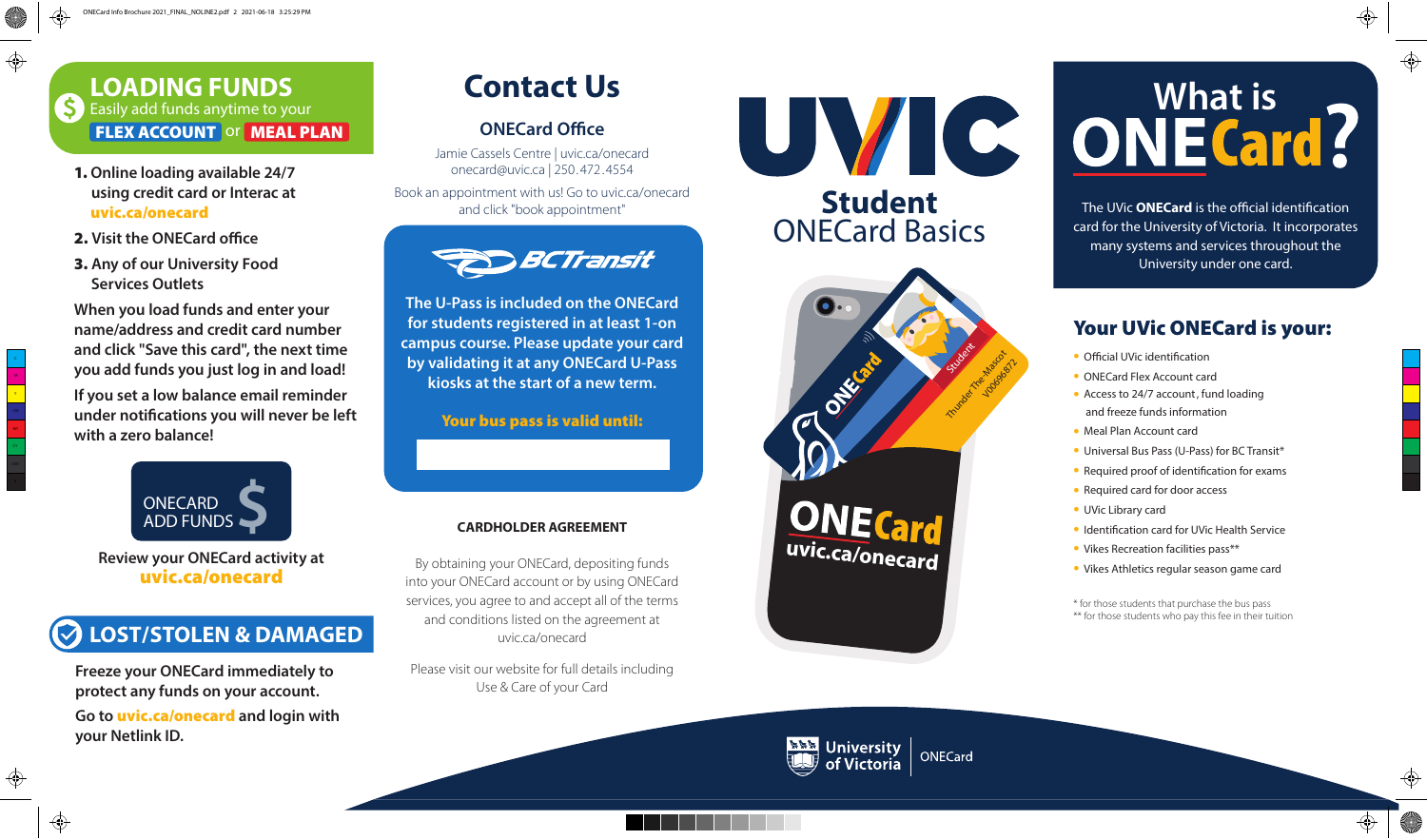## LOADING FUNDS

Easily add funds anytime to your **FLEX ACCOUNT** or **MEAL PLAN**

1. Online loading available 24/7 using credit card or Interac at **uvic.ca/onecard**
2. Visit the ONECard office
3. Any of our University Food Services Outlets

When you load funds and enter your name/address and credit card number and click "Save this card", the next time you add funds you just log in and load!

If you set a low balance email reminder under notifications you will never be left with a zero balance!

ONECARD ADD FUNDS $

Review your ONECard activity at **uvic.ca/onecard**

## LOST/STOLEN & DAMAGED

**Freeze your ONECard immediately to protect any funds on your account.**

**Go to uvic.ca/onecard and login with your Netlink ID.**

# Contact Us

### ONECard Office

Jamie Cassels Centre | uvic.ca/onecard
onecard@uvic.ca | 250.472.4554

Book an appointment with us! Go to uvic.ca/onecard and click "book appointment"

**BCTransit**

**The U-Pass is included on the ONECard for students registered in at least 1-on campus course. Please update your card by validating it at any ONECard U-Pass kiosks at the start of a new term.**

**Your bus pass is valid until:**

### CARDHOLDER AGREEMENT

By obtaining your ONECard, depositing funds into your ONECard account or by using ONECard services, you agree to and accept all of the terms and conditions listed on the agreement at uvic.ca/onecard

Please visit our website for full details including Use & Care of your Card

# UVIC

## Student ONECard Basics

ONECard
uvic.ca/onecard

University of Victoria | ONECard

# What is ONECard?

The UVic **ONECard** is the official identification card for the University of Victoria. It incorporates many systems and services throughout the University under one card.

## Your UVic ONECard is your:

- Official UVic identification
- ONECard Flex Account card
- Access to 24/7 account, fund loading and freeze funds information
- Meal Plan Account card
- Universal Bus Pass (U-Pass) for BC Transit*
- Required proof of identification for exams
- Required card for door access
- UVic Library card
- Identification card for UVic Health Service
- Vikes Recreation facilities pass**
- Vikes Athletics regular season game card

\* for those students that purchase the bus pass
\*\* for those students who pay this fee in their tuition